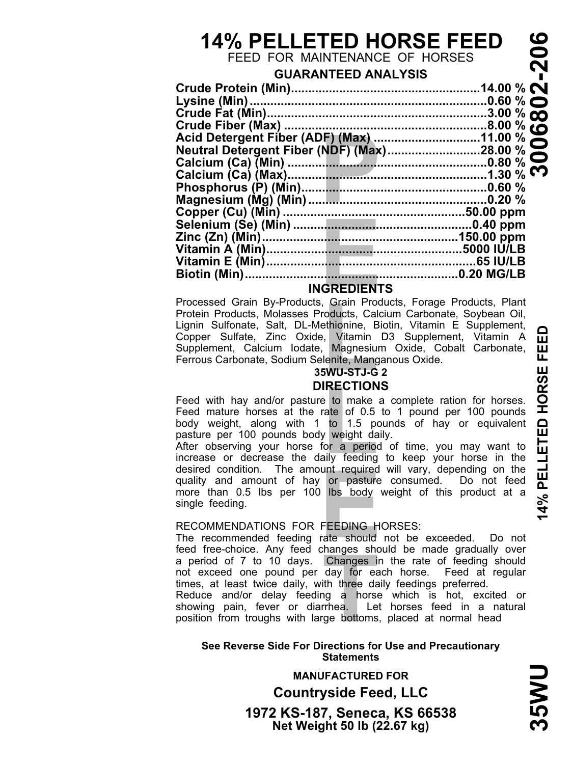# 14% PELLETED HORSE FEED

FEED FOR MAINTENANCE OF HORSES

## GUARANTEED ANALYSIS

| Nutrient | Amount |
| --- | --- |
| Crude Protein (Min) | 14.00 % |
| Lysine (Min) | 0.60 % |
| Crude Fat (Min) | 3.00 % |
| Crude Fiber (Max) | 8.00 % |
| Acid Detergent Fiber (ADF) (Max) | 11.00 % |
| Neutral Detergent Fiber (NDF) (Max) | 28.00 % |
| Calcium (Ca) (Min) | 0.80 % |
| Calcium (Ca) (Max) | 1.30 % |
| Phosphorus (P) (Min) | 0.60 % |
| Magnesium (Mg) (Min) | 0.20 % |
| Copper (Cu) (Min) | 50.00 ppm |
| Selenium (Se) (Min) | 0.40 ppm |
| Zinc (Zn) (Min) | 150.00 ppm |
| Vitamin A (Min) | 5000 IU/LB |
| Vitamin E (Min) | 65 IU/LB |
| Biotin (Min) | 0.20 MG/LB |

## INGREDIENTS

Processed Grain By-Products, Grain Products, Forage Products, Plant Protein Products, Molasses Products, Calcium Carbonate, Soybean Oil, Lignin Sulfonate, Salt, DL-Methionine, Biotin, Vitamin E Supplement, Copper Sulfate, Zinc Oxide, Vitamin D3 Supplement, Vitamin A Supplement, Calcium Iodate, Magnesium Oxide, Cobalt Carbonate, Ferrous Carbonate, Sodium Selenite, Manganous Oxide.

**35WU-STJ-G 2**

## DIRECTIONS

Feed with hay and/or pasture to make a complete ration for horses. Feed mature horses at the rate of 0.5 to 1 pound per 100 pounds body weight, along with 1 to 1.5 pounds of hay or equivalent pasture per 100 pounds body weight daily.

After observing your horse for a period of time, you may want to increase or decrease the daily feeding to keep your horse in the desired condition. The amount required will vary, depending on the quality and amount of hay or pasture consumed. Do not feed more than 0.5 lbs per 100 lbs body weight of this product at a single feeding.

RECOMMENDATIONS FOR FEEDING HORSES:

The recommended feeding rate should not be exceeded. Do not feed free-choice. Any feed changes should be made gradually over a period of 7 to 10 days. Changes in the rate of feeding should not exceed one pound per day for each horse. Feed at regular times, at least twice daily, with three daily feedings preferred.

Reduce and/or delay feeding a horse which is hot, excited or showing pain, fever or diarrhea. Let horses feed in a natural position from troughs with large bottoms, placed at normal head

**See Reverse Side For Directions for Use and Precautionary Statements**

**MANUFACTURED FOR**

**Countryside Feed, LLC**

**1972 KS-187, Seneca, KS 66538**

**Net Weight 50 lb (22.67 kg)**

**3006802-206**

**14% PELLETED HORSE FEED**

**35WU**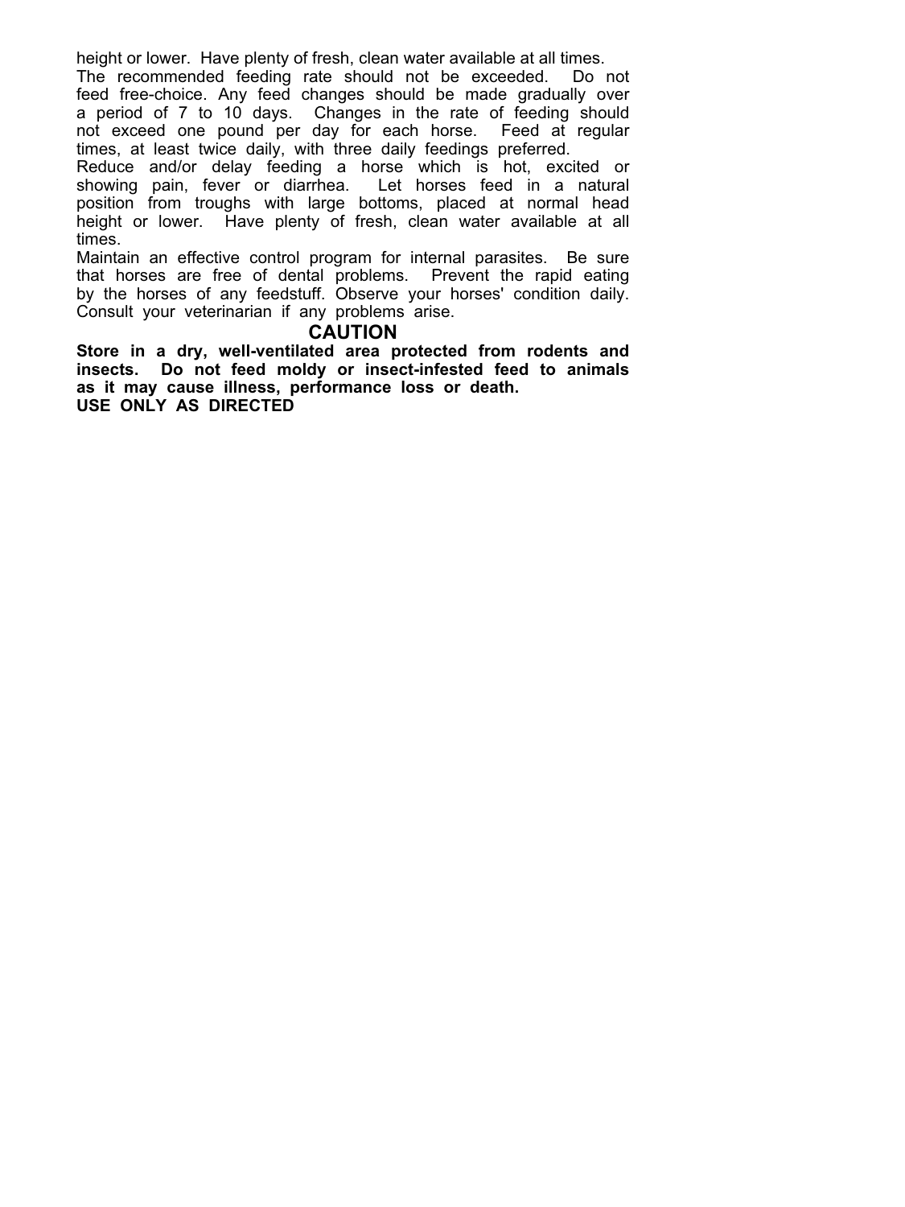height or lower. Have plenty of fresh, clean water available at all times.

The recommended feeding rate should not be exceeded. Do not feed free-choice. Any feed changes should be made gradually over a period of 7 to 10 days. Changes in the rate of feeding should not exceed one pound per day for each horse. Feed at regular times, at least twice daily, with three daily feedings preferred.

Reduce and/or delay feeding a horse which is hot, excited or showing pain, fever or diarrhea. Let horses feed in a natural position from troughs with large bottoms, placed at normal head height or lower. Have plenty of fresh, clean water available at all times.

Maintain an effective control program for internal parasites. Be sure that horses are free of dental problems. Prevent the rapid eating by the horses of any feedstuff. Observe your horses' condition daily. Consult your veterinarian if any problems arise.

## CAUTION

**Store in a dry, well-ventilated area protected from rodents and insects. Do not feed moldy or insect-infested feed to animals as it may cause illness, performance loss or death.**

**USE ONLY AS DIRECTED**